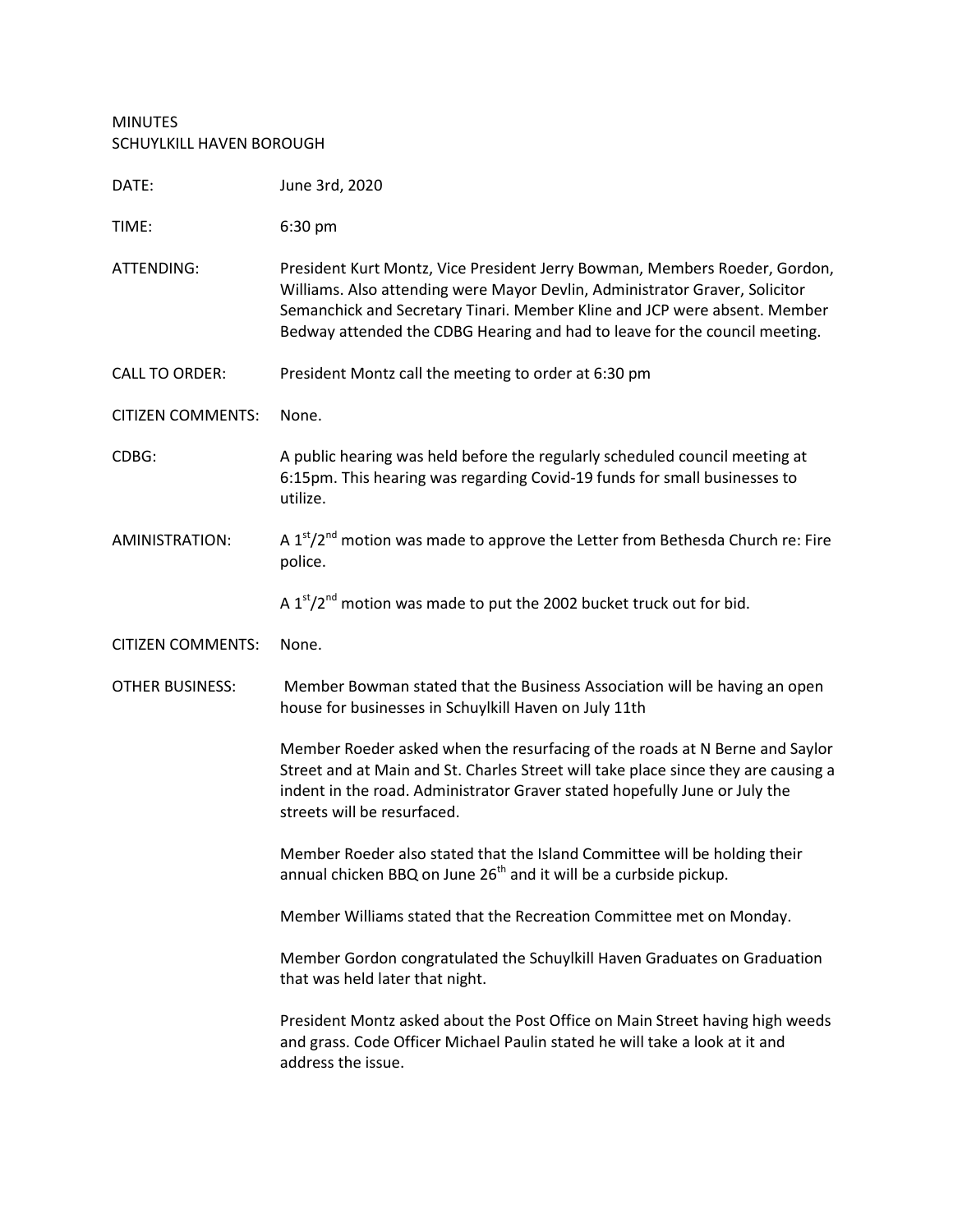MINUTES
SCHUYLKILL HAVEN BOROUGH

| | |
|---|---|
| DATE: | June 3rd, 2020 |
| TIME: | 6:30 pm |
| ATTENDING: | President Kurt Montz, Vice President Jerry Bowman, Members Roeder, Gordon, Williams. Also attending were Mayor Devlin, Administrator Graver, Solicitor Semanchick and Secretary Tinari. Member Kline and JCP were absent. Member Bedway attended the CDBG Hearing and had to leave for the council meeting. |
| CALL TO ORDER: | President Montz call the meeting to order at 6:30 pm |
| CITIZEN COMMENTS: | None. |
| CDBG: | A public hearing was held before the regularly scheduled council meeting at 6:15pm. This hearing was regarding Covid-19 funds for small businesses to utilize. |
| AMINISTRATION: | A 1st/2nd motion was made to approve the Letter from Bethesda Church re: Fire police. |
| | A 1st/2nd motion was made to put the 2002 bucket truck out for bid. |
| CITIZEN COMMENTS: | None. |
| OTHER BUSINESS: | Member Bowman stated that the Business Association will be having an open house for businesses in Schuylkill Haven on July 11th |
| | Member Roeder asked when the resurfacing of the roads at N Berne and Saylor Street and at Main and St. Charles Street will take place since they are causing a indent in the road. Administrator Graver stated hopefully June or July the streets will be resurfaced. |
| | Member Roeder also stated that the Island Committee will be holding their annual chicken BBQ on June 26th and it will be a curbside pickup. |
| | Member Williams stated that the Recreation Committee met on Monday. |
| | Member Gordon congratulated the Schuylkill Haven Graduates on Graduation that was held later that night. |
| | President Montz asked about the Post Office on Main Street having high weeds and grass. Code Officer Michael Paulin stated he will take a look at it and address the issue. |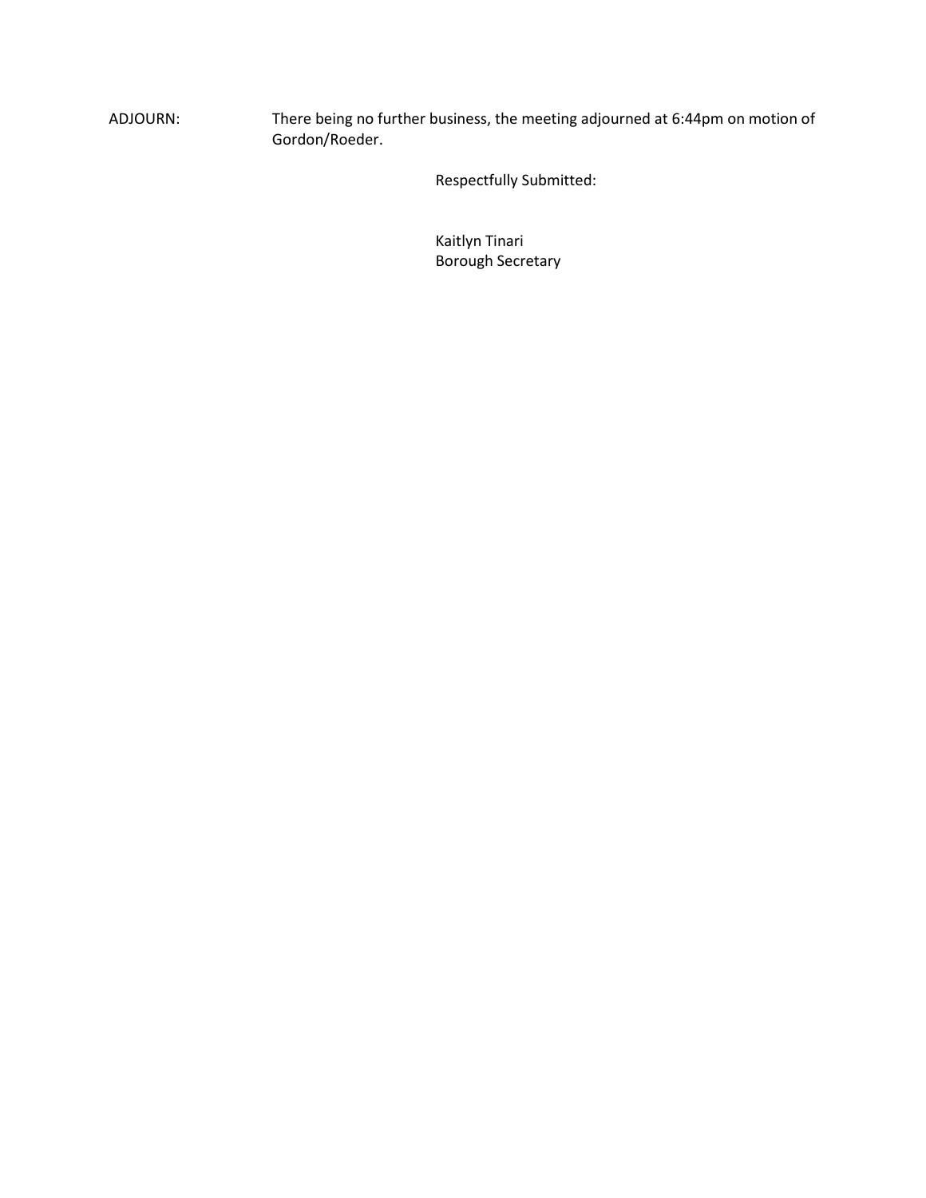ADJOURN: There being no further business, the meeting adjourned at 6:44pm on motion of Gordon/Roeder.

Respectfully Submitted:

Kaitlyn Tinari
Borough Secretary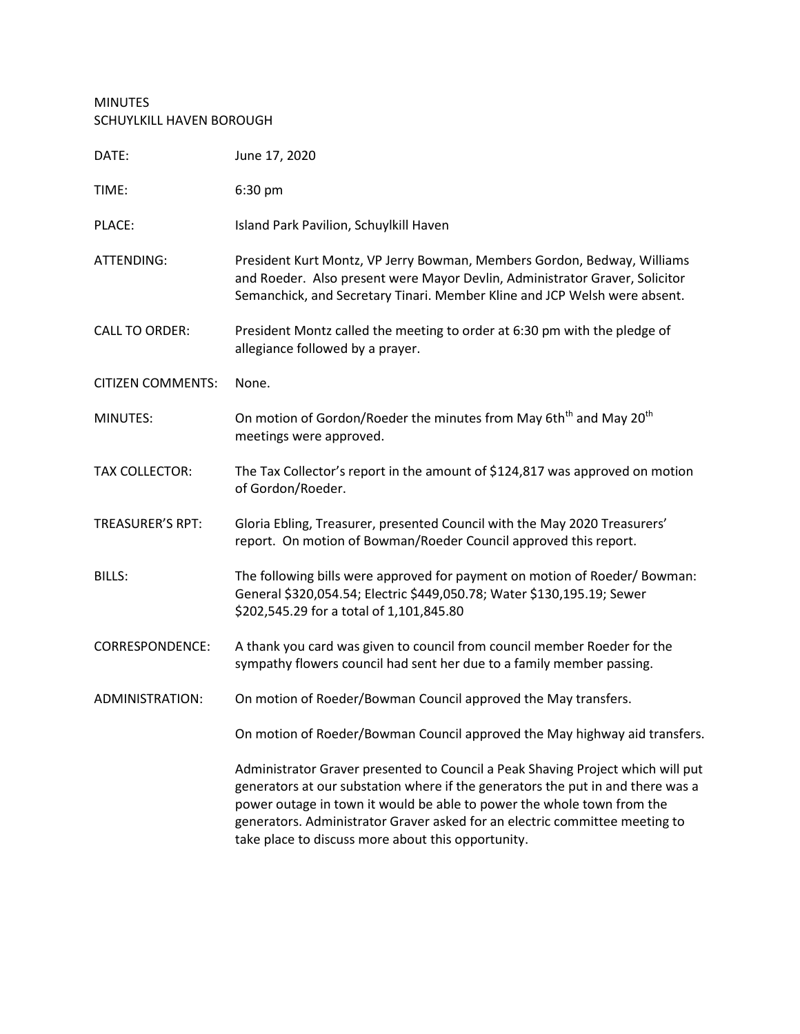MINUTES
SCHUYLKILL HAVEN BOROUGH

| | |
|---|---|
| DATE: | June 17, 2020 |
| TIME: | 6:30 pm |
| PLACE: | Island Park Pavilion, Schuylkill Haven |
| ATTENDING: | President Kurt Montz, VP Jerry Bowman, Members Gordon, Bedway, Williams and Roeder. Also present were Mayor Devlin, Administrator Graver, Solicitor Semanchick, and Secretary Tinari. Member Kline and JCP Welsh were absent. |
| CALL TO ORDER: | President Montz called the meeting to order at 6:30 pm with the pledge of allegiance followed by a prayer. |
| CITIZEN COMMENTS: | None. |
| MINUTES: | On motion of Gordon/Roeder the minutes from May 6th[th] and May 20[th] meetings were approved. |
| TAX COLLECTOR: | The Tax Collector's report in the amount of $124,817 was approved on motion of Gordon/Roeder. |
| TREASURER'S RPT: | Gloria Ebling, Treasurer, presented Council with the May 2020 Treasurers' report. On motion of Bowman/Roeder Council approved this report. |
| BILLS: | The following bills were approved for payment on motion of Roeder/ Bowman: General $320,054.54; Electric $449,050.78; Water $130,195.19; Sewer $202,545.29 for a total of 1,101,845.80 |
| CORRESPONDENCE: | A thank you card was given to council from council member Roeder for the sympathy flowers council had sent her due to a family member passing. |
| ADMINISTRATION: | On motion of Roeder/Bowman Council approved the May transfers. |
| | On motion of Roeder/Bowman Council approved the May highway aid transfers. |
| | Administrator Graver presented to Council a Peak Shaving Project which will put generators at our substation where if the generators the put in and there was a power outage in town it would be able to power the whole town from the generators. Administrator Graver asked for an electric committee meeting to take place to discuss more about this opportunity. |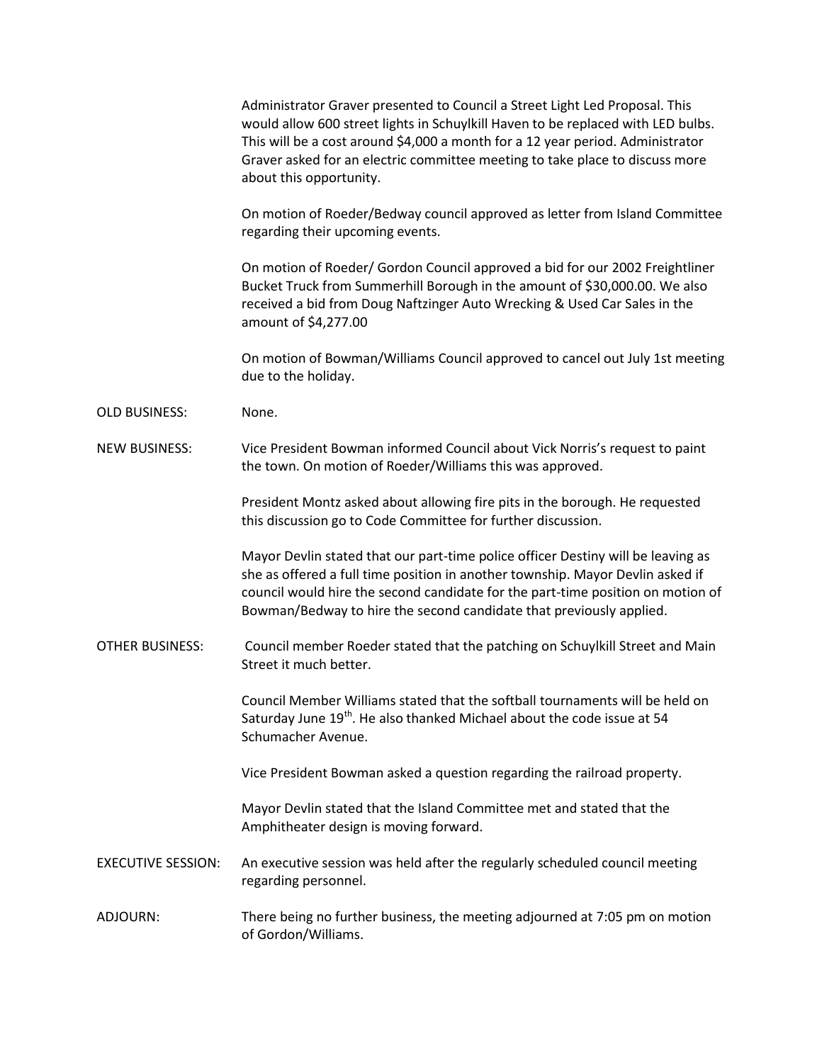Administrator Graver presented to Council a Street Light Led Proposal. This would allow 600 street lights in Schuylkill Haven to be replaced with LED bulbs. This will be a cost around $4,000 a month for a 12 year period. Administrator Graver asked for an electric committee meeting to take place to discuss more about this opportunity.

On motion of Roeder/Bedway council approved as letter from Island Committee regarding their upcoming events.

On motion of Roeder/ Gordon Council approved a bid for our 2002 Freightliner Bucket Truck from Summerhill Borough in the amount of $30,000.00. We also received a bid from Doug Naftzinger Auto Wrecking & Used Car Sales in the amount of $4,277.00

On motion of Bowman/Williams Council approved to cancel out July 1st meeting due to the holiday.

OLD BUSINESS: None.

NEW BUSINESS: Vice President Bowman informed Council about Vick Norris's request to paint the town. On motion of Roeder/Williams this was approved.

President Montz asked about allowing fire pits in the borough. He requested this discussion go to Code Committee for further discussion.

Mayor Devlin stated that our part-time police officer Destiny will be leaving as she as offered a full time position in another township. Mayor Devlin asked if council would hire the second candidate for the part-time position on motion of Bowman/Bedway to hire the second candidate that previously applied.

OTHER BUSINESS: Council member Roeder stated that the patching on Schuylkill Street and Main Street it much better.

Council Member Williams stated that the softball tournaments will be held on Saturday June 19th. He also thanked Michael about the code issue at 54 Schumacher Avenue.

Vice President Bowman asked a question regarding the railroad property.

Mayor Devlin stated that the Island Committee met and stated that the Amphitheater design is moving forward.

EXECUTIVE SESSION: An executive session was held after the regularly scheduled council meeting regarding personnel.

ADJOURN: There being no further business, the meeting adjourned at 7:05 pm on motion of Gordon/Williams.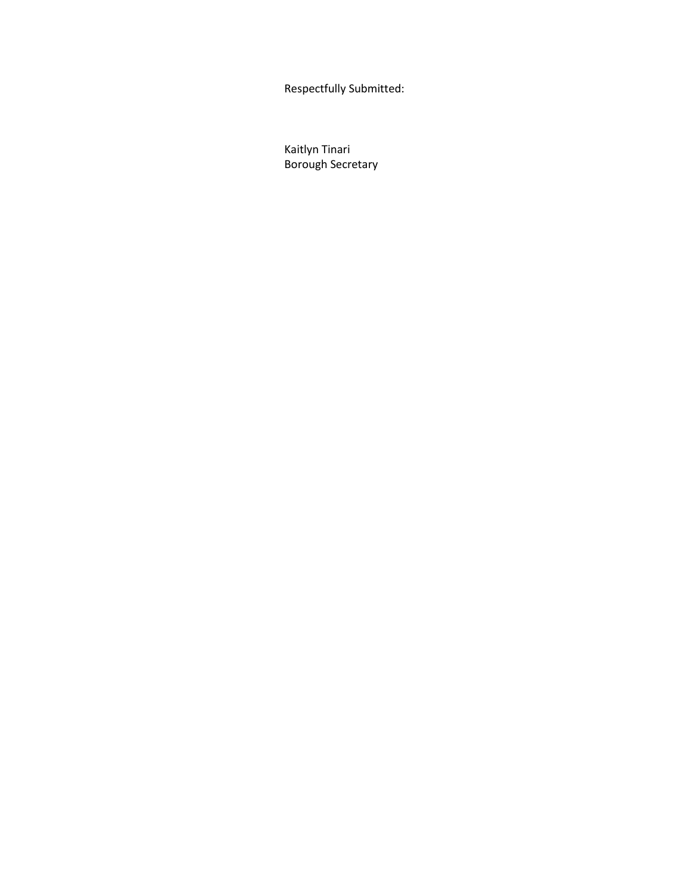Respectfully Submitted:

Kaitlyn Tinari
Borough Secretary